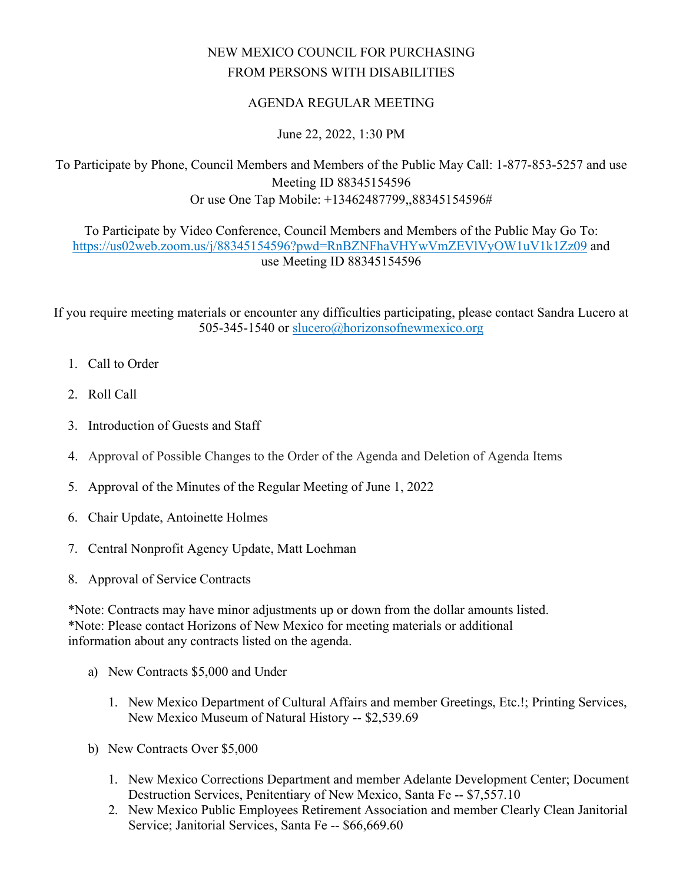# NEW MEXICO COUNCIL FOR PURCHASING FROM PERSONS WITH DISABILITIES

## AGENDA REGULAR MEETING

June 22, 2022, 1:30 PM

To Participate by Phone, Council Members and Members of the Public May Call: 1-877-853-5257 and use Meeting ID 88345154596
Or use One Tap Mobile: +13462487799,,88345154596#

To Participate by Video Conference, Council Members and Members of the Public May Go To: [https://us02web.zoom.us/j/88345154596?pwd=RnBZNFhaVHYwVmZEVlVyOW1uV1k1Zz09](https://us02web.zoom.us/j/88345154596?pwd=RnBZNFhaVHYwVmZEVlVyOW1uV1k1Zz09) and use Meeting ID 88345154596

If you require meeting materials or encounter any difficulties participating, please contact Sandra Lucero at 505-345-1540 or [slucero@horizonsofnewmexico.org](mailto:slucero@horizonsofnewmexico.org)

1. Call to Order
2. Roll Call
3. Introduction of Guests and Staff
4. Approval of Possible Changes to the Order of the Agenda and Deletion of Agenda Items
5. Approval of the Minutes of the Regular Meeting of June 1, 2022
6. Chair Update, Antoinette Holmes
7. Central Nonprofit Agency Update, Matt Loehman
8. Approval of Service Contracts

*Note: Contracts may have minor adjustments up or down from the dollar amounts listed.
*Note: Please contact Horizons of New Mexico for meeting materials or additional information about any contracts listed on the agenda.

a) New Contracts $5,000 and Under

   1. New Mexico Department of Cultural Affairs and member Greetings, Etc.!; Printing Services, New Mexico Museum of Natural History -- $2,539.69

b) New Contracts Over $5,000

   1. New Mexico Corrections Department and member Adelante Development Center; Document Destruction Services, Penitentiary of New Mexico, Santa Fe -- $7,557.10
   2. New Mexico Public Employees Retirement Association and member Clearly Clean Janitorial Service; Janitorial Services, Santa Fe -- $66,669.60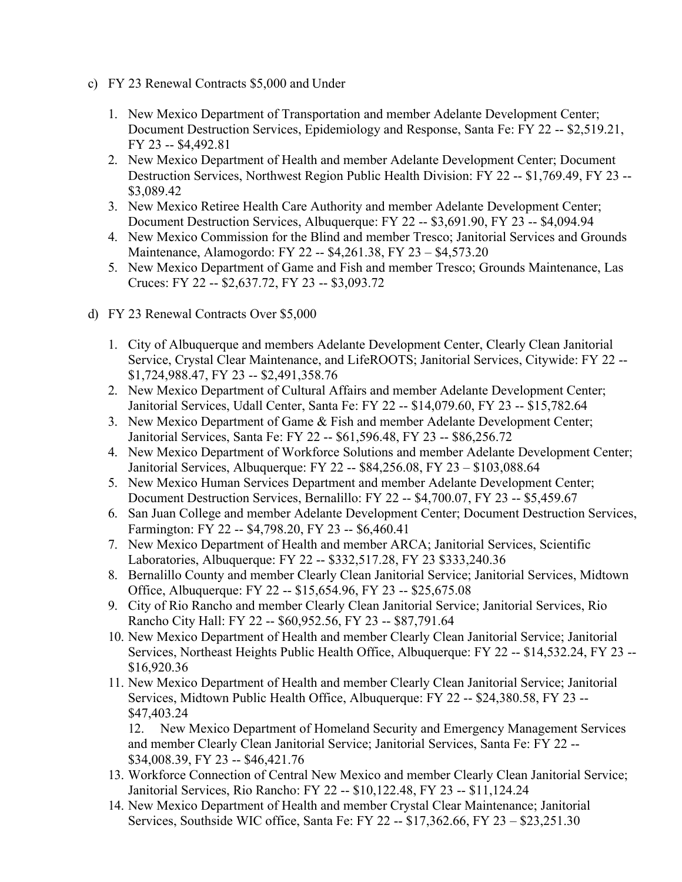c) FY 23 Renewal Contracts $5,000 and Under

1. New Mexico Department of Transportation and member Adelante Development Center; Document Destruction Services, Epidemiology and Response, Santa Fe: FY 22 -- $2,519.21, FY 23 -- $4,492.81
2. New Mexico Department of Health and member Adelante Development Center; Document Destruction Services, Northwest Region Public Health Division: FY 22 -- $1,769.49, FY 23 -- $3,089.42
3. New Mexico Retiree Health Care Authority and member Adelante Development Center; Document Destruction Services, Albuquerque: FY 22 -- $3,691.90, FY 23 -- $4,094.94
4. New Mexico Commission for the Blind and member Tresco; Janitorial Services and Grounds Maintenance, Alamogordo: FY 22 -- $4,261.38, FY 23 – $4,573.20
5. New Mexico Department of Game and Fish and member Tresco; Grounds Maintenance, Las Cruces: FY 22 -- $2,637.72, FY 23 -- $3,093.72

d) FY 23 Renewal Contracts Over $5,000

1. City of Albuquerque and members Adelante Development Center, Clearly Clean Janitorial Service, Crystal Clear Maintenance, and LifeROOTS; Janitorial Services, Citywide: FY 22 -- $1,724,988.47, FY 23 -- $2,491,358.76
2. New Mexico Department of Cultural Affairs and member Adelante Development Center; Janitorial Services, Udall Center, Santa Fe: FY 22 -- $14,079.60, FY 23 -- $15,782.64
3. New Mexico Department of Game & Fish and member Adelante Development Center; Janitorial Services, Santa Fe: FY 22 -- $61,596.48, FY 23 -- $86,256.72
4. New Mexico Department of Workforce Solutions and member Adelante Development Center; Janitorial Services, Albuquerque: FY 22 -- $84,256.08, FY 23 – $103,088.64
5. New Mexico Human Services Department and member Adelante Development Center; Document Destruction Services, Bernalillo: FY 22 -- $4,700.07, FY 23 -- $5,459.67
6. San Juan College and member Adelante Development Center; Document Destruction Services, Farmington: FY 22 -- $4,798.20, FY 23 -- $6,460.41
7. New Mexico Department of Health and member ARCA; Janitorial Services, Scientific Laboratories, Albuquerque: FY 22 -- $332,517.28, FY 23 $333,240.36
8. Bernalillo County and member Clearly Clean Janitorial Service; Janitorial Services, Midtown Office, Albuquerque: FY 22 -- $15,654.96, FY 23 -- $25,675.08
9. City of Rio Rancho and member Clearly Clean Janitorial Service; Janitorial Services, Rio Rancho City Hall: FY 22 -- $60,952.56, FY 23 -- $87,791.64
10. New Mexico Department of Health and member Clearly Clean Janitorial Service; Janitorial Services, Northeast Heights Public Health Office, Albuquerque: FY 22 -- $14,532.24, FY 23 -- $16,920.36
11. New Mexico Department of Health and member Clearly Clean Janitorial Service; Janitorial Services, Midtown Public Health Office, Albuquerque: FY 22 -- $24,380.58, FY 23 -- $47,403.24
12. New Mexico Department of Homeland Security and Emergency Management Services and member Clearly Clean Janitorial Service; Janitorial Services, Santa Fe: FY 22 -- $34,008.39, FY 23 -- $46,421.76
13. Workforce Connection of Central New Mexico and member Clearly Clean Janitorial Service; Janitorial Services, Rio Rancho: FY 22 -- $10,122.48, FY 23 -- $11,124.24
14. New Mexico Department of Health and member Crystal Clear Maintenance; Janitorial Services, Southside WIC office, Santa Fe: FY 22 -- $17,362.66, FY 23 – $23,251.30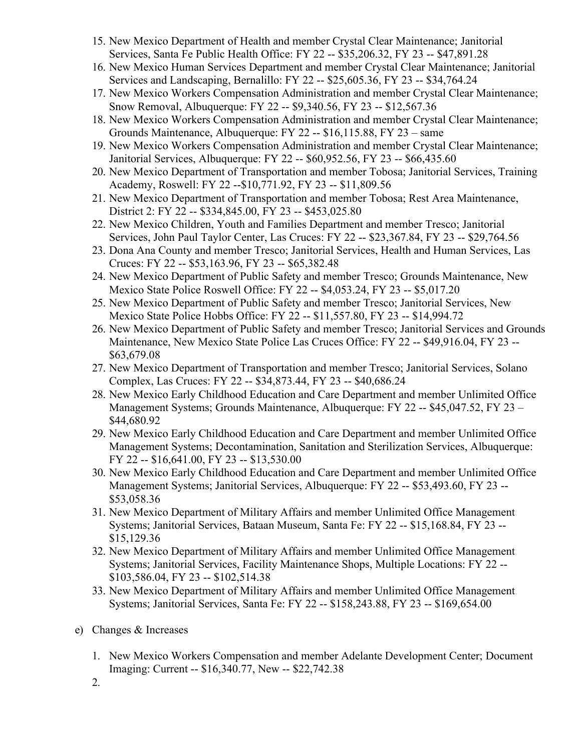15. New Mexico Department of Health and member Crystal Clear Maintenance; Janitorial Services, Santa Fe Public Health Office: FY 22 -- $35,206.32, FY 23 -- $47,891.28
16. New Mexico Human Services Department and member Crystal Clear Maintenance; Janitorial Services and Landscaping, Bernalillo: FY 22 -- $25,605.36, FY 23 -- $34,764.24
17. New Mexico Workers Compensation Administration and member Crystal Clear Maintenance; Snow Removal, Albuquerque: FY 22 -- $9,340.56, FY 23 -- $12,567.36
18. New Mexico Workers Compensation Administration and member Crystal Clear Maintenance; Grounds Maintenance, Albuquerque: FY 22 -- $16,115.88, FY 23 – same
19. New Mexico Workers Compensation Administration and member Crystal Clear Maintenance; Janitorial Services, Albuquerque: FY 22 -- $60,952.56, FY 23 -- $66,435.60
20. New Mexico Department of Transportation and member Tobosa; Janitorial Services, Training Academy, Roswell: FY 22 --$10,771.92, FY 23 -- $11,809.56
21. New Mexico Department of Transportation and member Tobosa; Rest Area Maintenance, District 2: FY 22 -- $334,845.00, FY 23 -- $453,025.80
22. New Mexico Children, Youth and Families Department and member Tresco; Janitorial Services, John Paul Taylor Center, Las Cruces: FY 22 -- $23,367.84, FY 23 -- $29,764.56
23. Dona Ana County and member Tresco; Janitorial Services, Health and Human Services, Las Cruces: FY 22 -- $53,163.96, FY 23 -- $65,382.48
24. New Mexico Department of Public Safety and member Tresco; Grounds Maintenance, New Mexico State Police Roswell Office: FY 22 -- $4,053.24, FY 23 -- $5,017.20
25. New Mexico Department of Public Safety and member Tresco; Janitorial Services, New Mexico State Police Hobbs Office: FY 22 -- $11,557.80, FY 23 -- $14,994.72
26. New Mexico Department of Public Safety and member Tresco; Janitorial Services and Grounds Maintenance, New Mexico State Police Las Cruces Office: FY 22 -- $49,916.04, FY 23 -- $63,679.08
27. New Mexico Department of Transportation and member Tresco; Janitorial Services, Solano Complex, Las Cruces: FY 22 -- $34,873.44, FY 23 -- $40,686.24
28. New Mexico Early Childhood Education and Care Department and member Unlimited Office Management Systems; Grounds Maintenance, Albuquerque: FY 22 -- $45,047.52, FY 23 – $44,680.92
29. New Mexico Early Childhood Education and Care Department and member Unlimited Office Management Systems; Decontamination, Sanitation and Sterilization Services, Albuquerque: FY 22 -- $16,641.00, FY 23 -- $13,530.00
30. New Mexico Early Childhood Education and Care Department and member Unlimited Office Management Systems; Janitorial Services, Albuquerque: FY 22 -- $53,493.60, FY 23 -- $53,058.36
31. New Mexico Department of Military Affairs and member Unlimited Office Management Systems; Janitorial Services, Bataan Museum, Santa Fe: FY 22 -- $15,168.84, FY 23 -- $15,129.36
32. New Mexico Department of Military Affairs and member Unlimited Office Management Systems; Janitorial Services, Facility Maintenance Shops, Multiple Locations: FY 22 -- $103,586.04, FY 23 -- $102,514.38
33. New Mexico Department of Military Affairs and member Unlimited Office Management Systems; Janitorial Services, Santa Fe: FY 22 -- $158,243.88, FY 23 -- $169,654.00

e) Changes & Increases

1. New Mexico Workers Compensation and member Adelante Development Center; Document Imaging: Current -- $16,340.77, New -- $22,742.38
2.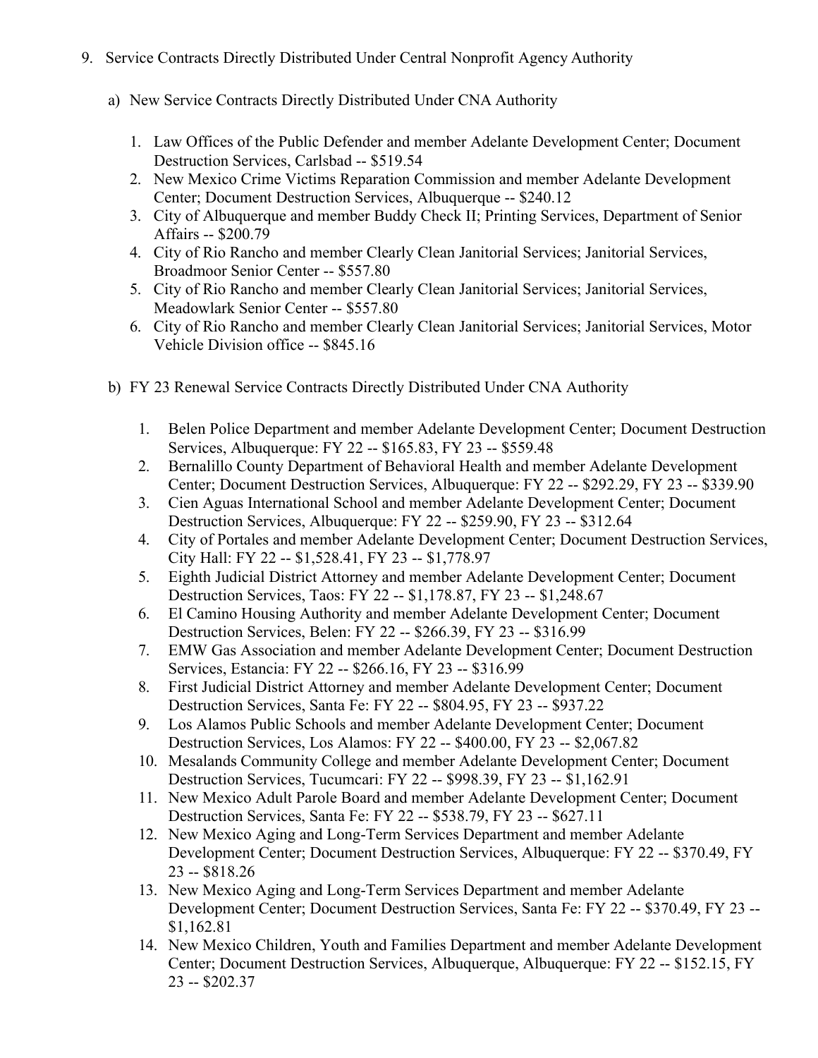9. Service Contracts Directly Distributed Under Central Nonprofit Agency Authority

   a) New Service Contracts Directly Distributed Under CNA Authority

      1. Law Offices of the Public Defender and member Adelante Development Center; Document Destruction Services, Carlsbad -- $519.54
      2. New Mexico Crime Victims Reparation Commission and member Adelante Development Center; Document Destruction Services, Albuquerque -- $240.12
      3. City of Albuquerque and member Buddy Check II; Printing Services, Department of Senior Affairs -- $200.79
      4. City of Rio Rancho and member Clearly Clean Janitorial Services; Janitorial Services, Broadmoor Senior Center -- $557.80
      5. City of Rio Rancho and member Clearly Clean Janitorial Services; Janitorial Services, Meadowlark Senior Center -- $557.80
      6. City of Rio Rancho and member Clearly Clean Janitorial Services; Janitorial Services, Motor Vehicle Division office -- $845.16

   b) FY 23 Renewal Service Contracts Directly Distributed Under CNA Authority

      1. Belen Police Department and member Adelante Development Center; Document Destruction Services, Albuquerque: FY 22 -- $165.83, FY 23 -- $559.48
      2. Bernalillo County Department of Behavioral Health and member Adelante Development Center; Document Destruction Services, Albuquerque: FY 22 -- $292.29, FY 23 -- $339.90
      3. Cien Aguas International School and member Adelante Development Center; Document Destruction Services, Albuquerque: FY 22 -- $259.90, FY 23 -- $312.64
      4. City of Portales and member Adelante Development Center; Document Destruction Services, City Hall: FY 22 -- $1,528.41, FY 23 -- $1,778.97
      5. Eighth Judicial District Attorney and member Adelante Development Center; Document Destruction Services, Taos: FY 22 -- $1,178.87, FY 23 -- $1,248.67
      6. El Camino Housing Authority and member Adelante Development Center; Document Destruction Services, Belen: FY 22 -- $266.39, FY 23 -- $316.99
      7. EMW Gas Association and member Adelante Development Center; Document Destruction Services, Estancia: FY 22 -- $266.16, FY 23 -- $316.99
      8. First Judicial District Attorney and member Adelante Development Center; Document Destruction Services, Santa Fe: FY 22 -- $804.95, FY 23 -- $937.22
      9. Los Alamos Public Schools and member Adelante Development Center; Document Destruction Services, Los Alamos: FY 22 -- $400.00, FY 23 -- $2,067.82
      10. Mesalands Community College and member Adelante Development Center; Document Destruction Services, Tucumcari: FY 22 -- $998.39, FY 23 -- $1,162.91
      11. New Mexico Adult Parole Board and member Adelante Development Center; Document Destruction Services, Santa Fe: FY 22 -- $538.79, FY 23 -- $627.11
      12. New Mexico Aging and Long-Term Services Department and member Adelante Development Center; Document Destruction Services, Albuquerque: FY 22 -- $370.49, FY 23 -- $818.26
      13. New Mexico Aging and Long-Term Services Department and member Adelante Development Center; Document Destruction Services, Santa Fe: FY 22 -- $370.49, FY 23 -- $1,162.81
      14. New Mexico Children, Youth and Families Department and member Adelante Development Center; Document Destruction Services, Albuquerque, Albuquerque: FY 22 -- $152.15, FY 23 -- $202.37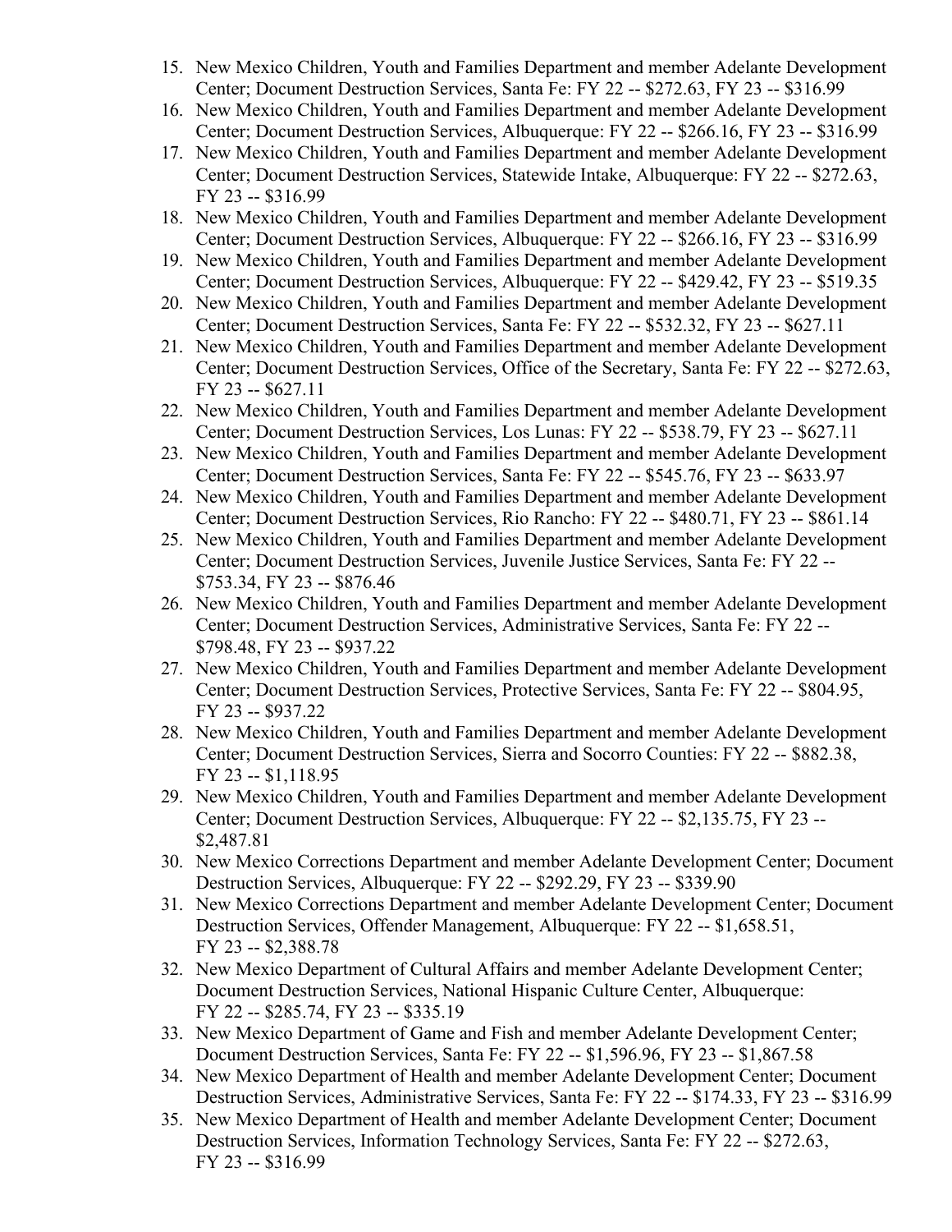15. New Mexico Children, Youth and Families Department and member Adelante Development Center; Document Destruction Services, Santa Fe: FY 22 -- $272.63, FY 23 -- $316.99
16. New Mexico Children, Youth and Families Department and member Adelante Development Center; Document Destruction Services, Albuquerque: FY 22 -- $266.16, FY 23 -- $316.99
17. New Mexico Children, Youth and Families Department and member Adelante Development Center; Document Destruction Services, Statewide Intake, Albuquerque: FY 22 -- $272.63, FY 23 -- $316.99
18. New Mexico Children, Youth and Families Department and member Adelante Development Center; Document Destruction Services, Albuquerque: FY 22 -- $266.16, FY 23 -- $316.99
19. New Mexico Children, Youth and Families Department and member Adelante Development Center; Document Destruction Services, Albuquerque: FY 22 -- $429.42, FY 23 -- $519.35
20. New Mexico Children, Youth and Families Department and member Adelante Development Center; Document Destruction Services, Santa Fe: FY 22 -- $532.32, FY 23 -- $627.11
21. New Mexico Children, Youth and Families Department and member Adelante Development Center; Document Destruction Services, Office of the Secretary, Santa Fe: FY 22 -- $272.63, FY 23 -- $627.11
22. New Mexico Children, Youth and Families Department and member Adelante Development Center; Document Destruction Services, Los Lunas: FY 22 -- $538.79, FY 23 -- $627.11
23. New Mexico Children, Youth and Families Department and member Adelante Development Center; Document Destruction Services, Santa Fe: FY 22 -- $545.76, FY 23 -- $633.97
24. New Mexico Children, Youth and Families Department and member Adelante Development Center; Document Destruction Services, Rio Rancho: FY 22 -- $480.71, FY 23 -- $861.14
25. New Mexico Children, Youth and Families Department and member Adelante Development Center; Document Destruction Services, Juvenile Justice Services, Santa Fe: FY 22 -- $753.34, FY 23 -- $876.46
26. New Mexico Children, Youth and Families Department and member Adelante Development Center; Document Destruction Services, Administrative Services, Santa Fe: FY 22 -- $798.48, FY 23 -- $937.22
27. New Mexico Children, Youth and Families Department and member Adelante Development Center; Document Destruction Services, Protective Services, Santa Fe: FY 22 -- $804.95, FY 23 -- $937.22
28. New Mexico Children, Youth and Families Department and member Adelante Development Center; Document Destruction Services, Sierra and Socorro Counties: FY 22 -- $882.38, FY 23 -- $1,118.95
29. New Mexico Children, Youth and Families Department and member Adelante Development Center; Document Destruction Services, Albuquerque: FY 22 -- $2,135.75, FY 23 -- $2,487.81
30. New Mexico Corrections Department and member Adelante Development Center; Document Destruction Services, Albuquerque: FY 22 -- $292.29, FY 23 -- $339.90
31. New Mexico Corrections Department and member Adelante Development Center; Document Destruction Services, Offender Management, Albuquerque: FY 22 -- $1,658.51, FY 23 -- $2,388.78
32. New Mexico Department of Cultural Affairs and member Adelante Development Center; Document Destruction Services, National Hispanic Culture Center, Albuquerque: FY 22 -- $285.74, FY 23 -- $335.19
33. New Mexico Department of Game and Fish and member Adelante Development Center; Document Destruction Services, Santa Fe: FY 22 -- $1,596.96, FY 23 -- $1,867.58
34. New Mexico Department of Health and member Adelante Development Center; Document Destruction Services, Administrative Services, Santa Fe: FY 22 -- $174.33, FY 23 -- $316.99
35. New Mexico Department of Health and member Adelante Development Center; Document Destruction Services, Information Technology Services, Santa Fe: FY 22 -- $272.63, FY 23 -- $316.99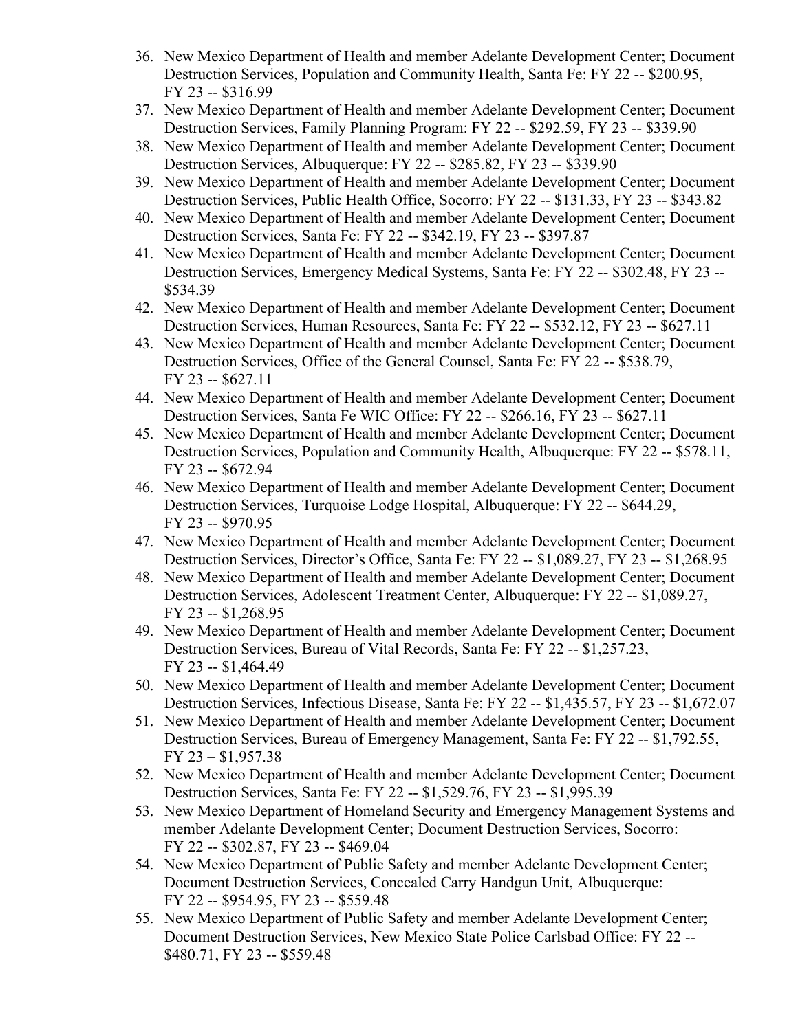36. New Mexico Department of Health and member Adelante Development Center; Document Destruction Services, Population and Community Health, Santa Fe: FY 22 -- $200.95, FY 23 -- $316.99
37. New Mexico Department of Health and member Adelante Development Center; Document Destruction Services, Family Planning Program: FY 22 -- $292.59, FY 23 -- $339.90
38. New Mexico Department of Health and member Adelante Development Center; Document Destruction Services, Albuquerque: FY 22 -- $285.82, FY 23 -- $339.90
39. New Mexico Department of Health and member Adelante Development Center; Document Destruction Services, Public Health Office, Socorro: FY 22 -- $131.33, FY 23 -- $343.82
40. New Mexico Department of Health and member Adelante Development Center; Document Destruction Services, Santa Fe: FY 22 -- $342.19, FY 23 -- $397.87
41. New Mexico Department of Health and member Adelante Development Center; Document Destruction Services, Emergency Medical Systems, Santa Fe: FY 22 -- $302.48, FY 23 -- $534.39
42. New Mexico Department of Health and member Adelante Development Center; Document Destruction Services, Human Resources, Santa Fe: FY 22 -- $532.12, FY 23 -- $627.11
43. New Mexico Department of Health and member Adelante Development Center; Document Destruction Services, Office of the General Counsel, Santa Fe: FY 22 -- $538.79, FY 23 -- $627.11
44. New Mexico Department of Health and member Adelante Development Center; Document Destruction Services, Santa Fe WIC Office: FY 22 -- $266.16, FY 23 -- $627.11
45. New Mexico Department of Health and member Adelante Development Center; Document Destruction Services, Population and Community Health, Albuquerque: FY 22 -- $578.11, FY 23 -- $672.94
46. New Mexico Department of Health and member Adelante Development Center; Document Destruction Services, Turquoise Lodge Hospital, Albuquerque: FY 22 -- $644.29, FY 23 -- $970.95
47. New Mexico Department of Health and member Adelante Development Center; Document Destruction Services, Director's Office, Santa Fe: FY 22 -- $1,089.27, FY 23 -- $1,268.95
48. New Mexico Department of Health and member Adelante Development Center; Document Destruction Services, Adolescent Treatment Center, Albuquerque: FY 22 -- $1,089.27, FY 23 -- $1,268.95
49. New Mexico Department of Health and member Adelante Development Center; Document Destruction Services, Bureau of Vital Records, Santa Fe: FY 22 -- $1,257.23, FY 23 -- $1,464.49
50. New Mexico Department of Health and member Adelante Development Center; Document Destruction Services, Infectious Disease, Santa Fe: FY 22 -- $1,435.57, FY 23 -- $1,672.07
51. New Mexico Department of Health and member Adelante Development Center; Document Destruction Services, Bureau of Emergency Management, Santa Fe: FY 22 -- $1,792.55, FY 23 – $1,957.38
52. New Mexico Department of Health and member Adelante Development Center; Document Destruction Services, Santa Fe: FY 22 -- $1,529.76, FY 23 -- $1,995.39
53. New Mexico Department of Homeland Security and Emergency Management Systems and member Adelante Development Center; Document Destruction Services, Socorro: FY 22 -- $302.87, FY 23 -- $469.04
54. New Mexico Department of Public Safety and member Adelante Development Center; Document Destruction Services, Concealed Carry Handgun Unit, Albuquerque: FY 22 -- $954.95, FY 23 -- $559.48
55. New Mexico Department of Public Safety and member Adelante Development Center; Document Destruction Services, New Mexico State Police Carlsbad Office: FY 22 -- $480.71, FY 23 -- $559.48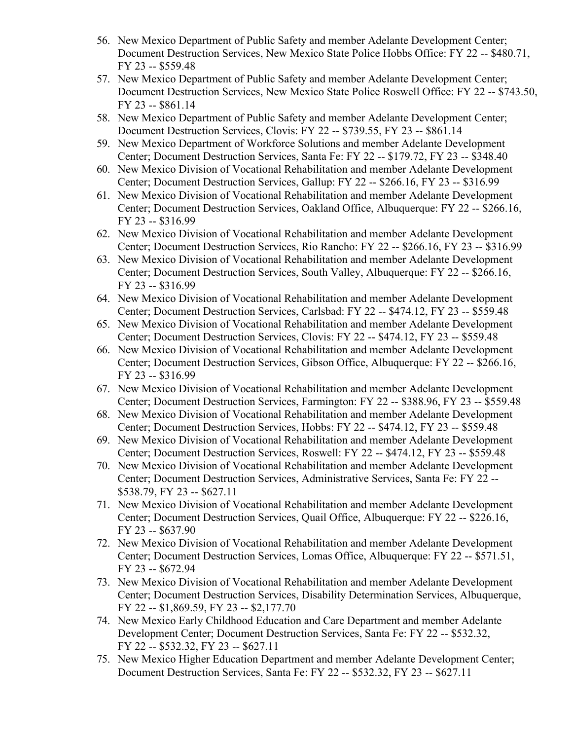56. New Mexico Department of Public Safety and member Adelante Development Center; Document Destruction Services, New Mexico State Police Hobbs Office: FY 22 -- $480.71, FY 23 -- $559.48
57. New Mexico Department of Public Safety and member Adelante Development Center; Document Destruction Services, New Mexico State Police Roswell Office: FY 22 -- $743.50, FY 23 -- $861.14
58. New Mexico Department of Public Safety and member Adelante Development Center; Document Destruction Services, Clovis: FY 22 -- $739.55, FY 23 -- $861.14
59. New Mexico Department of Workforce Solutions and member Adelante Development Center; Document Destruction Services, Santa Fe: FY 22 -- $179.72, FY 23 -- $348.40
60. New Mexico Division of Vocational Rehabilitation and member Adelante Development Center; Document Destruction Services, Gallup: FY 22 -- $266.16, FY 23 -- $316.99
61. New Mexico Division of Vocational Rehabilitation and member Adelante Development Center; Document Destruction Services, Oakland Office, Albuquerque: FY 22 -- $266.16, FY 23 -- $316.99
62. New Mexico Division of Vocational Rehabilitation and member Adelante Development Center; Document Destruction Services, Rio Rancho: FY 22 -- $266.16, FY 23 -- $316.99
63. New Mexico Division of Vocational Rehabilitation and member Adelante Development Center; Document Destruction Services, South Valley, Albuquerque: FY 22 -- $266.16, FY 23 -- $316.99
64. New Mexico Division of Vocational Rehabilitation and member Adelante Development Center; Document Destruction Services, Carlsbad: FY 22 -- $474.12, FY 23 -- $559.48
65. New Mexico Division of Vocational Rehabilitation and member Adelante Development Center; Document Destruction Services, Clovis: FY 22 -- $474.12, FY 23 -- $559.48
66. New Mexico Division of Vocational Rehabilitation and member Adelante Development Center; Document Destruction Services, Gibson Office, Albuquerque: FY 22 -- $266.16, FY 23 -- $316.99
67. New Mexico Division of Vocational Rehabilitation and member Adelante Development Center; Document Destruction Services, Farmington: FY 22 -- $388.96, FY 23 -- $559.48
68. New Mexico Division of Vocational Rehabilitation and member Adelante Development Center; Document Destruction Services, Hobbs: FY 22 -- $474.12, FY 23 -- $559.48
69. New Mexico Division of Vocational Rehabilitation and member Adelante Development Center; Document Destruction Services, Roswell: FY 22 -- $474.12, FY 23 -- $559.48
70. New Mexico Division of Vocational Rehabilitation and member Adelante Development Center; Document Destruction Services, Administrative Services, Santa Fe: FY 22 -- $538.79, FY 23 -- $627.11
71. New Mexico Division of Vocational Rehabilitation and member Adelante Development Center; Document Destruction Services, Quail Office, Albuquerque: FY 22 -- $226.16, FY 23 -- $637.90
72. New Mexico Division of Vocational Rehabilitation and member Adelante Development Center; Document Destruction Services, Lomas Office, Albuquerque: FY 22 -- $571.51, FY 23 -- $672.94
73. New Mexico Division of Vocational Rehabilitation and member Adelante Development Center; Document Destruction Services, Disability Determination Services, Albuquerque, FY 22 -- $1,869.59, FY 23 -- $2,177.70
74. New Mexico Early Childhood Education and Care Department and member Adelante Development Center; Document Destruction Services, Santa Fe: FY 22 -- $532.32, FY 22 -- $532.32, FY 23 -- $627.11
75. New Mexico Higher Education Department and member Adelante Development Center; Document Destruction Services, Santa Fe: FY 22 -- $532.32, FY 23 -- $627.11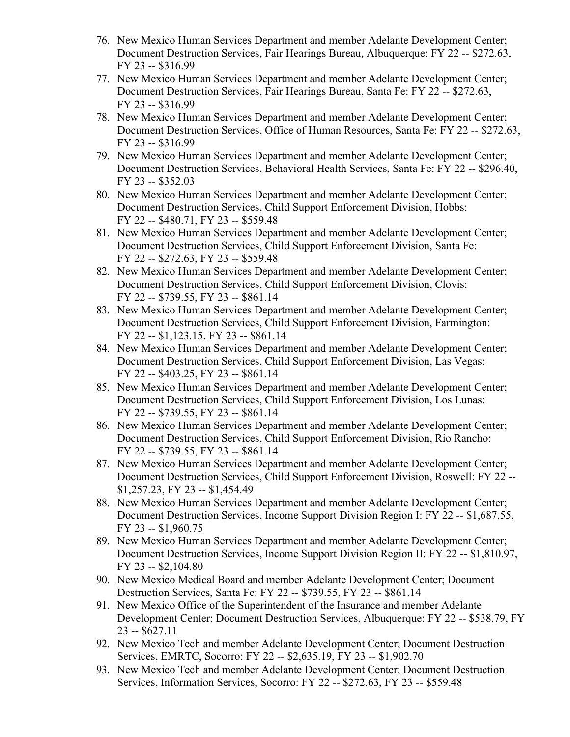76. New Mexico Human Services Department and member Adelante Development Center; Document Destruction Services, Fair Hearings Bureau, Albuquerque: FY 22 -- $272.63, FY 23 -- $316.99
77. New Mexico Human Services Department and member Adelante Development Center; Document Destruction Services, Fair Hearings Bureau, Santa Fe: FY 22 -- $272.63, FY 23 -- $316.99
78. New Mexico Human Services Department and member Adelante Development Center; Document Destruction Services, Office of Human Resources, Santa Fe: FY 22 -- $272.63, FY 23 -- $316.99
79. New Mexico Human Services Department and member Adelante Development Center; Document Destruction Services, Behavioral Health Services, Santa Fe: FY 22 -- $296.40, FY 23 -- $352.03
80. New Mexico Human Services Department and member Adelante Development Center; Document Destruction Services, Child Support Enforcement Division, Hobbs: FY 22 -- $480.71, FY 23 -- $559.48
81. New Mexico Human Services Department and member Adelante Development Center; Document Destruction Services, Child Support Enforcement Division, Santa Fe: FY 22 -- $272.63, FY 23 -- $559.48
82. New Mexico Human Services Department and member Adelante Development Center; Document Destruction Services, Child Support Enforcement Division, Clovis: FY 22 -- $739.55, FY 23 -- $861.14
83. New Mexico Human Services Department and member Adelante Development Center; Document Destruction Services, Child Support Enforcement Division, Farmington: FY 22 -- $1,123.15, FY 23 -- $861.14
84. New Mexico Human Services Department and member Adelante Development Center; Document Destruction Services, Child Support Enforcement Division, Las Vegas: FY 22 -- $403.25, FY 23 -- $861.14
85. New Mexico Human Services Department and member Adelante Development Center; Document Destruction Services, Child Support Enforcement Division, Los Lunas: FY 22 -- $739.55, FY 23 -- $861.14
86. New Mexico Human Services Department and member Adelante Development Center; Document Destruction Services, Child Support Enforcement Division, Rio Rancho: FY 22 -- $739.55, FY 23 -- $861.14
87. New Mexico Human Services Department and member Adelante Development Center; Document Destruction Services, Child Support Enforcement Division, Roswell: FY 22 -- $1,257.23, FY 23 -- $1,454.49
88. New Mexico Human Services Department and member Adelante Development Center; Document Destruction Services, Income Support Division Region I: FY 22 -- $1,687.55, FY 23 -- $1,960.75
89. New Mexico Human Services Department and member Adelante Development Center; Document Destruction Services, Income Support Division Region II: FY 22 -- $1,810.97, FY 23 -- $2,104.80
90. New Mexico Medical Board and member Adelante Development Center; Document Destruction Services, Santa Fe: FY 22 -- $739.55, FY 23 -- $861.14
91. New Mexico Office of the Superintendent of the Insurance and member Adelante Development Center; Document Destruction Services, Albuquerque: FY 22 -- $538.79, FY 23 -- $627.11
92. New Mexico Tech and member Adelante Development Center; Document Destruction Services, EMRTC, Socorro: FY 22 -- $2,635.19, FY 23 -- $1,902.70
93. New Mexico Tech and member Adelante Development Center; Document Destruction Services, Information Services, Socorro: FY 22 -- $272.63, FY 23 -- $559.48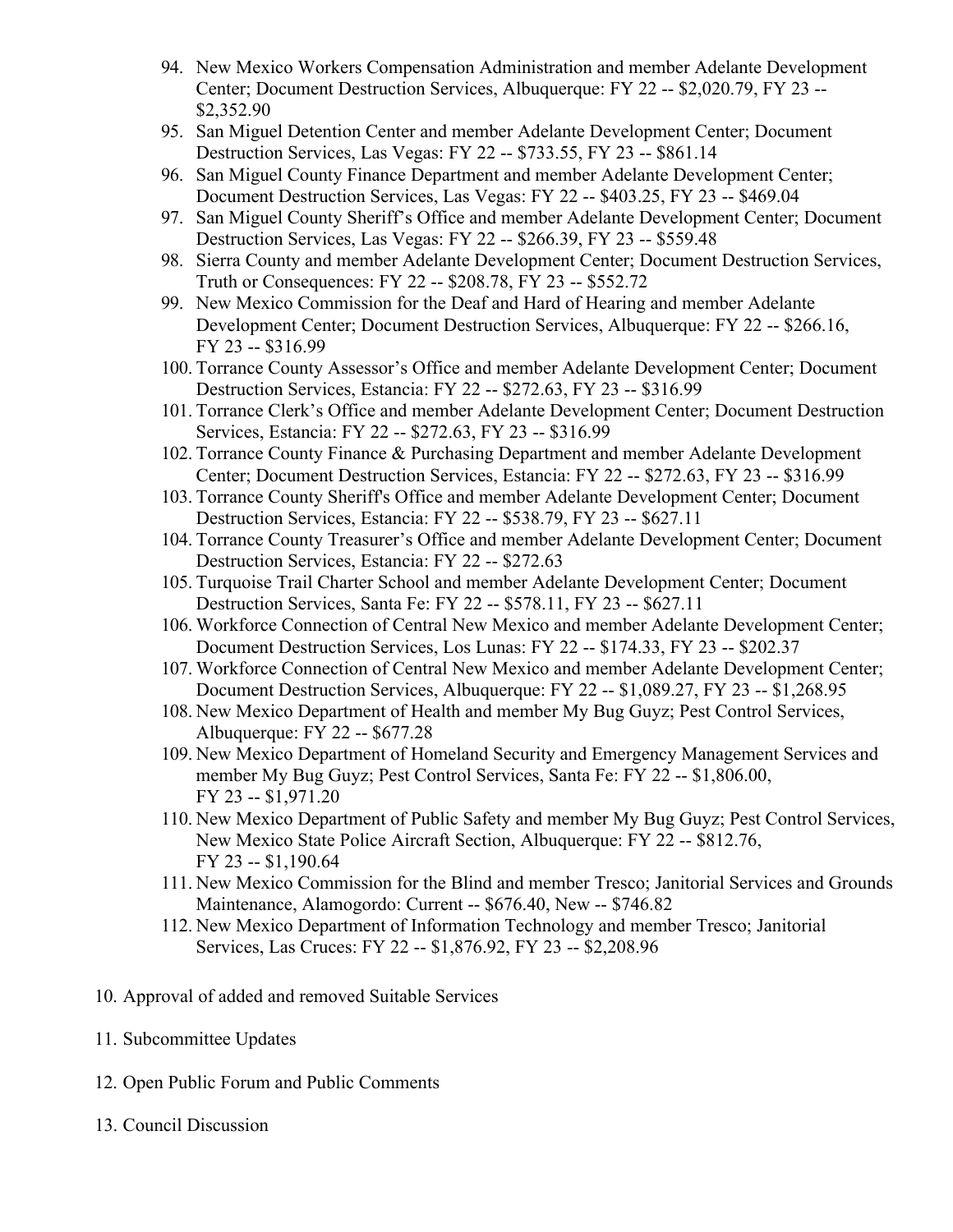94. New Mexico Workers Compensation Administration and member Adelante Development Center; Document Destruction Services, Albuquerque: FY 22 -- $2,020.79, FY 23 -- $2,352.90
95. San Miguel Detention Center and member Adelante Development Center; Document Destruction Services, Las Vegas: FY 22 -- $733.55, FY 23 -- $861.14
96. San Miguel County Finance Department and member Adelante Development Center; Document Destruction Services, Las Vegas: FY 22 -- $403.25, FY 23 -- $469.04
97. San Miguel County Sheriff's Office and member Adelante Development Center; Document Destruction Services, Las Vegas: FY 22 -- $266.39, FY 23 -- $559.48
98. Sierra County and member Adelante Development Center; Document Destruction Services, Truth or Consequences: FY 22 -- $208.78, FY 23 -- $552.72
99. New Mexico Commission for the Deaf and Hard of Hearing and member Adelante Development Center; Document Destruction Services, Albuquerque: FY 22 -- $266.16, FY 23 -- $316.99
100. Torrance County Assessor's Office and member Adelante Development Center; Document Destruction Services, Estancia: FY 22 -- $272.63, FY 23 -- $316.99
101. Torrance Clerk's Office and member Adelante Development Center; Document Destruction Services, Estancia: FY 22 -- $272.63, FY 23 -- $316.99
102. Torrance County Finance & Purchasing Department and member Adelante Development Center; Document Destruction Services, Estancia: FY 22 -- $272.63, FY 23 -- $316.99
103. Torrance County Sheriff's Office and member Adelante Development Center; Document Destruction Services, Estancia: FY 22 -- $538.79, FY 23 -- $627.11
104. Torrance County Treasurer's Office and member Adelante Development Center; Document Destruction Services, Estancia: FY 22 -- $272.63
105. Turquoise Trail Charter School and member Adelante Development Center; Document Destruction Services, Santa Fe: FY 22 -- $578.11, FY 23 -- $627.11
106. Workforce Connection of Central New Mexico and member Adelante Development Center; Document Destruction Services, Los Lunas: FY 22 -- $174.33, FY 23 -- $202.37
107. Workforce Connection of Central New Mexico and member Adelante Development Center; Document Destruction Services, Albuquerque: FY 22 -- $1,089.27, FY 23 -- $1,268.95
108. New Mexico Department of Health and member My Bug Guyz; Pest Control Services, Albuquerque: FY 22 -- $677.28
109. New Mexico Department of Homeland Security and Emergency Management Services and member My Bug Guyz; Pest Control Services, Santa Fe: FY 22 -- $1,806.00, FY 23 -- $1,971.20
110. New Mexico Department of Public Safety and member My Bug Guyz; Pest Control Services, New Mexico State Police Aircraft Section, Albuquerque: FY 22 -- $812.76, FY 23 -- $1,190.64
111. New Mexico Commission for the Blind and member Tresco; Janitorial Services and Grounds Maintenance, Alamogordo: Current -- $676.40, New -- $746.82
112. New Mexico Department of Information Technology and member Tresco; Janitorial Services, Las Cruces: FY 22 -- $1,876.92, FY 23 -- $2,208.96

10. Approval of added and removed Suitable Services

11. Subcommittee Updates

12. Open Public Forum and Public Comments

13. Council Discussion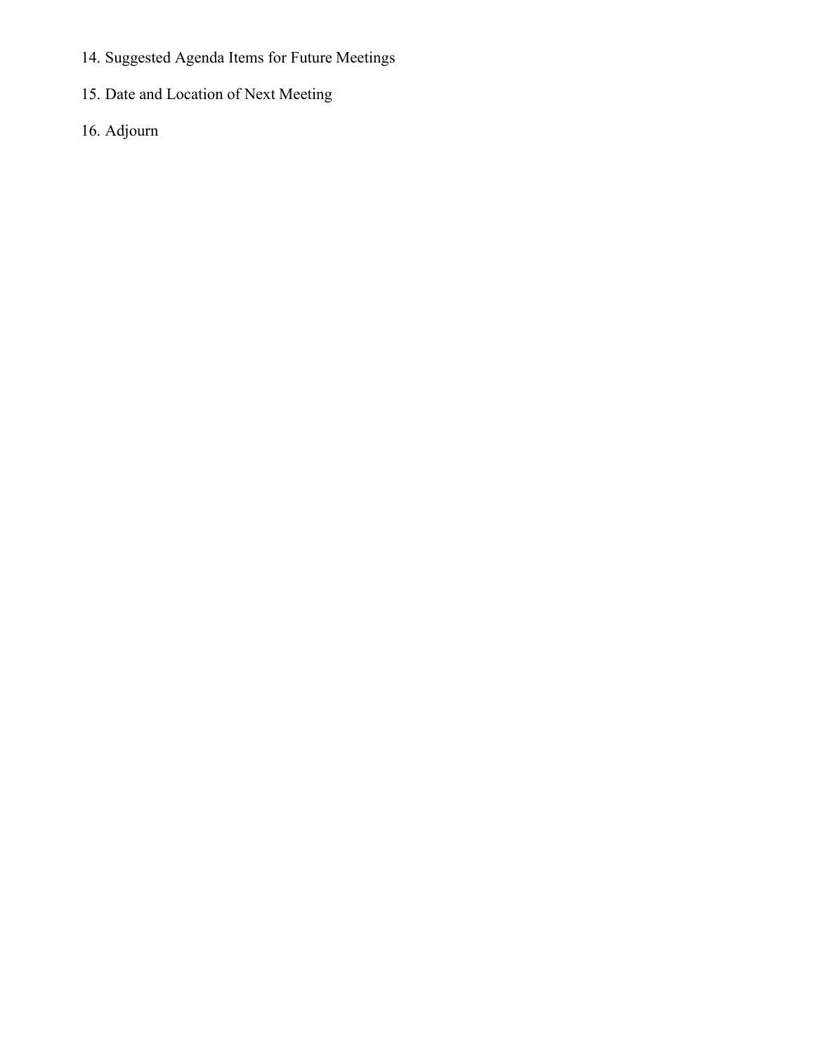14. Suggested Agenda Items for Future Meetings

15. Date and Location of Next Meeting

16. Adjourn